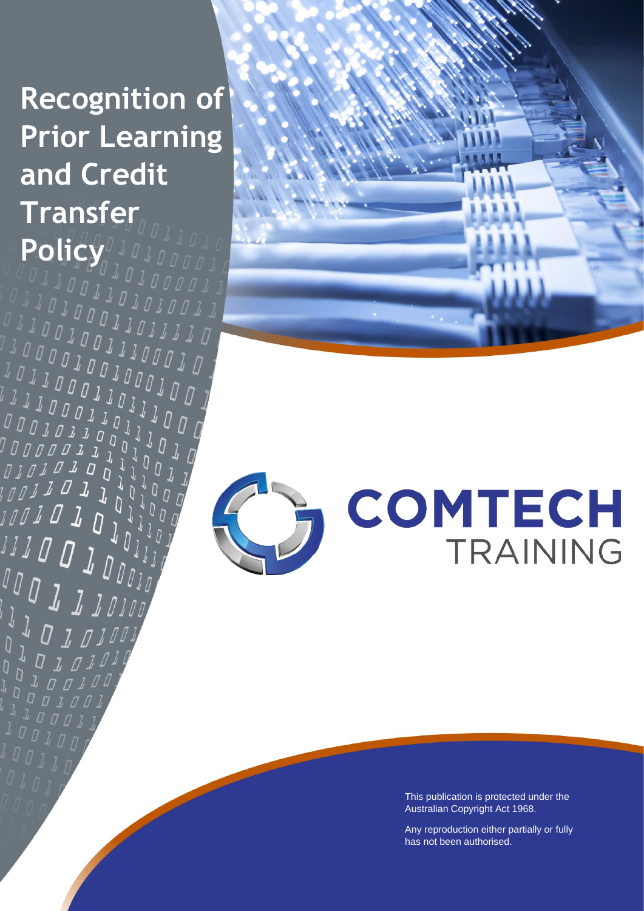# Recognition of Prior Learning and Credit Transfer Policy

COMTECH TRAINING

This publication is protected under the Australian Copyright Act 1968.

Any reproduction either partially or fully has not been authorised.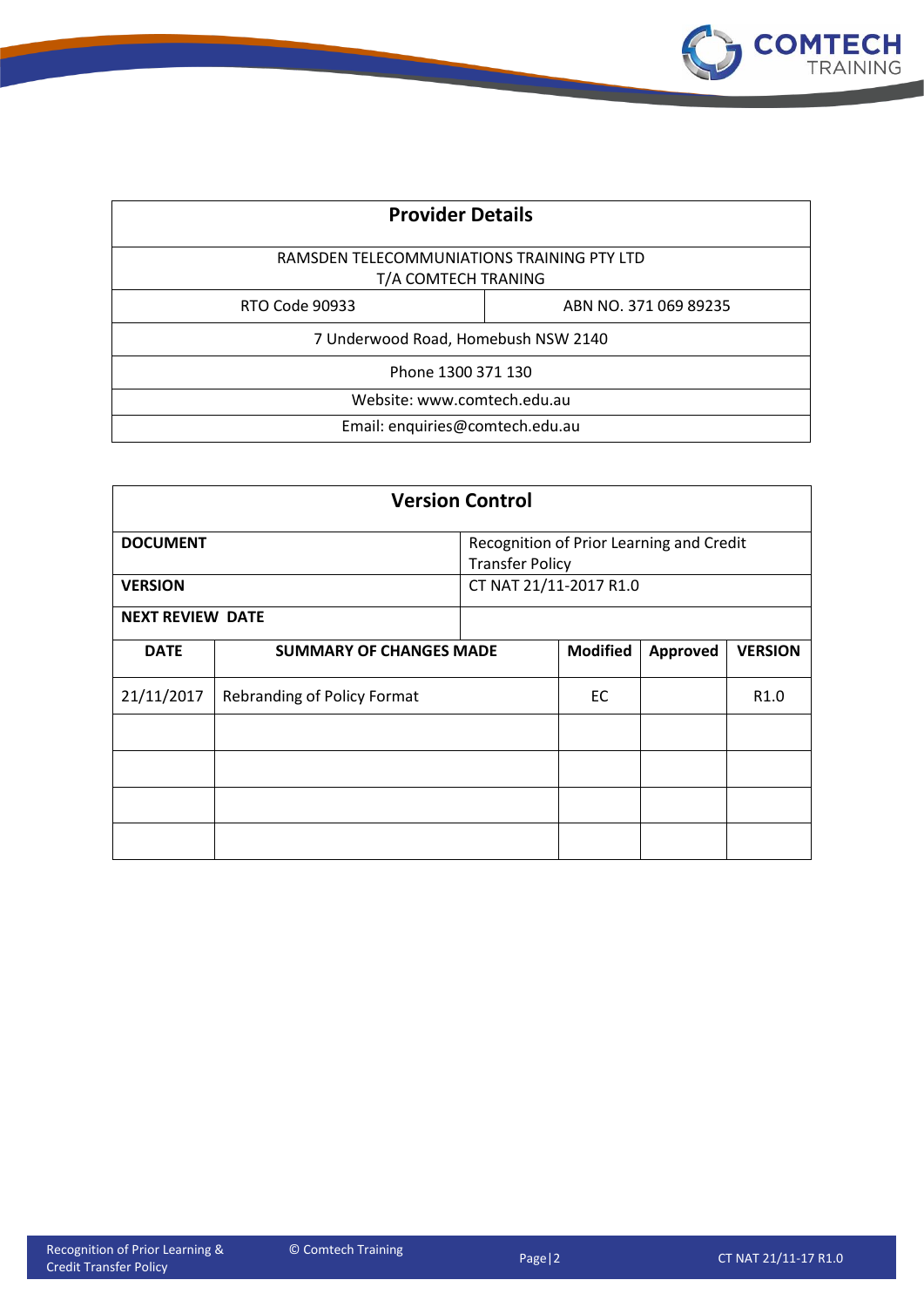| Provider Details | |
|---|---|
| RAMSDEN TELECOMMUNIATIONS TRAINING PTY LTD<br>T/A COMTECH TRANING | |
| RTO Code 90933 | ABN NO. 371 069 89235 |
| 7 Underwood Road, Homebush NSW 2140 | |
| Phone 1300 371 130 | |
| Website: www.comtech.edu.au | |
| Email: enquiries@comtech.edu.au | |

| Version Control | | | | |
|---|---|---|---|---|
| **DOCUMENT** | | Recognition of Prior Learning and Credit Transfer Policy | | |
| **VERSION** | | CT NAT 21/11-2017 R1.0 | | |
| **NEXT REVIEW DATE** | | | | |
| **DATE** | **SUMMARY OF CHANGES MADE** | **Modified** | **Approved** | **VERSION** |
| 21/11/2017 | Rebranding of Policy Format | EC | | R1.0 |
| | | | | |
| | | | | |
| | | | | |
| | | | | |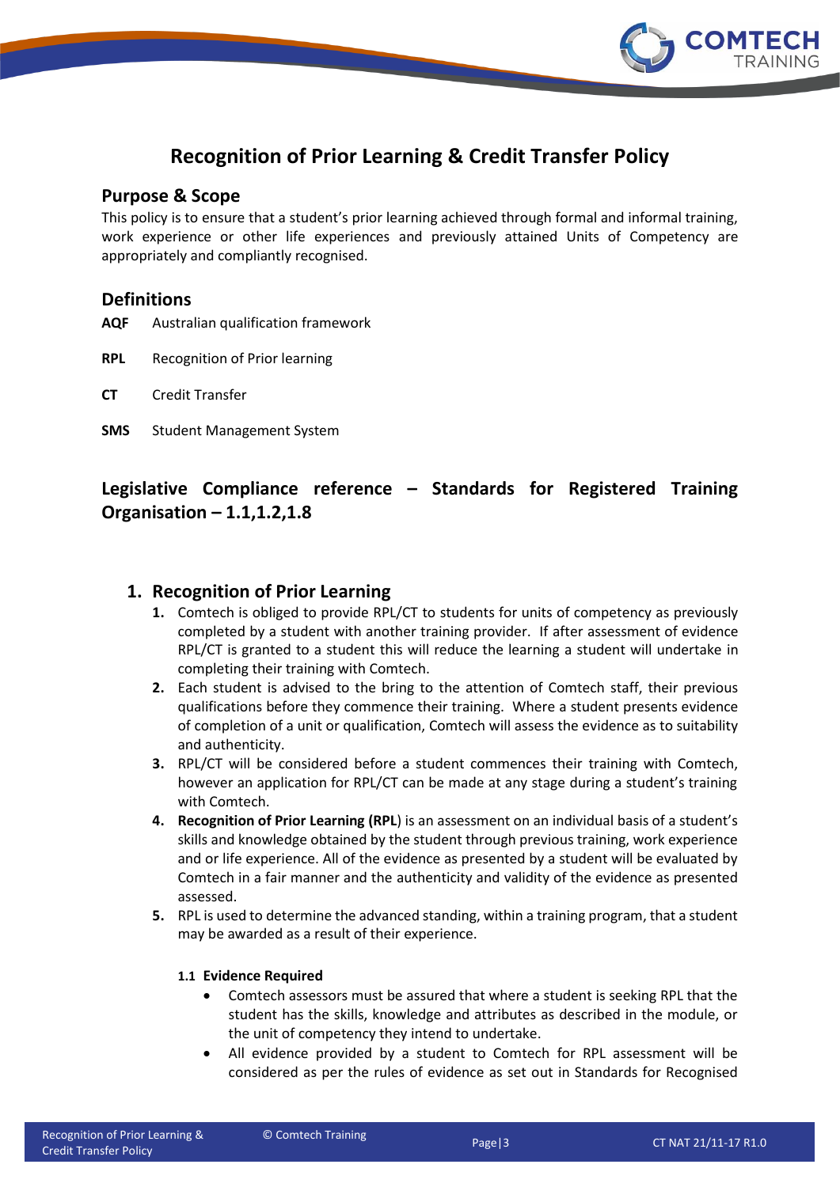# Recognition of Prior Learning & Credit Transfer Policy

## Purpose & Scope

This policy is to ensure that a student's prior learning achieved through formal and informal training, work experience or other life experiences and previously attained Units of Competency are appropriately and compliantly recognised.

## Definitions

**AQF** Australian qualification framework

**RPL** Recognition of Prior learning

**CT** Credit Transfer

**SMS** Student Management System

## Legislative Compliance reference – Standards for Registered Training Organisation – 1.1,1.2,1.8

## 1. Recognition of Prior Learning

1. Comtech is obliged to provide RPL/CT to students for units of competency as previously completed by a student with another training provider. If after assessment of evidence RPL/CT is granted to a student this will reduce the learning a student will undertake in completing their training with Comtech.
2. Each student is advised to the bring to the attention of Comtech staff, their previous qualifications before they commence their training. Where a student presents evidence of completion of a unit or qualification, Comtech will assess the evidence as to suitability and authenticity.
3. RPL/CT will be considered before a student commences their training with Comtech, however an application for RPL/CT can be made at any stage during a student's training with Comtech.
4. **Recognition of Prior Learning (RPL**) is an assessment on an individual basis of a student's skills and knowledge obtained by the student through previous training, work experience and or life experience. All of the evidence as presented by a student will be evaluated by Comtech in a fair manner and the authenticity and validity of the evidence as presented assessed.
5. RPL is used to determine the advanced standing, within a training program, that a student may be awarded as a result of their experience.

### 1.1 Evidence Required

- Comtech assessors must be assured that where a student is seeking RPL that the student has the skills, knowledge and attributes as described in the module, or the unit of competency they intend to undertake.
- All evidence provided by a student to Comtech for RPL assessment will be considered as per the rules of evidence as set out in Standards for Recognised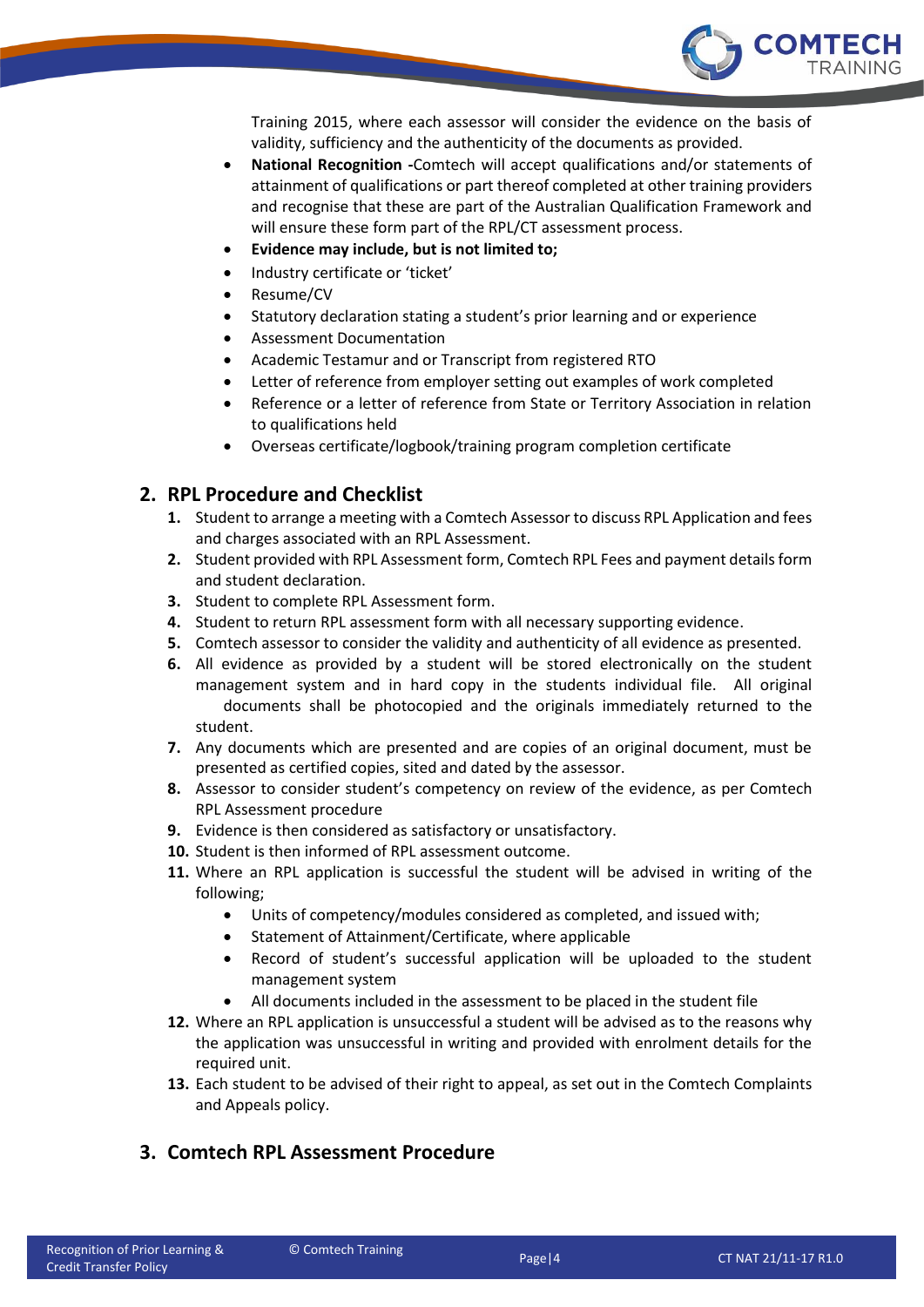Training 2015, where each assessor will consider the evidence on the basis of validity, sufficiency and the authenticity of the documents as provided.

- **National Recognition -**Comtech will accept qualifications and/or statements of attainment of qualifications or part thereof completed at other training providers and recognise that these are part of the Australian Qualification Framework and will ensure these form part of the RPL/CT assessment process.
- **Evidence may include, but is not limited to;**
- Industry certificate or 'ticket'
- Resume/CV
- Statutory declaration stating a student's prior learning and or experience
- Assessment Documentation
- Academic Testamur and or Transcript from registered RTO
- Letter of reference from employer setting out examples of work completed
- Reference or a letter of reference from State or Territory Association in relation to qualifications held
- Overseas certificate/logbook/training program completion certificate

## 2. RPL Procedure and Checklist

1. Student to arrange a meeting with a Comtech Assessor to discuss RPL Application and fees and charges associated with an RPL Assessment.
2. Student provided with RPL Assessment form, Comtech RPL Fees and payment details form and student declaration.
3. Student to complete RPL Assessment form.
4. Student to return RPL assessment form with all necessary supporting evidence.
5. Comtech assessor to consider the validity and authenticity of all evidence as presented.
6. All evidence as provided by a student will be stored electronically on the student management system and in hard copy in the students individual file. All original documents shall be photocopied and the originals immediately returned to the student.
7. Any documents which are presented and are copies of an original document, must be presented as certified copies, sited and dated by the assessor.
8. Assessor to consider student's competency on review of the evidence, as per Comtech RPL Assessment procedure
9. Evidence is then considered as satisfactory or unsatisfactory.
10. Student is then informed of RPL assessment outcome.
11. Where an RPL application is successful the student will be advised in writing of the following;
    - Units of competency/modules considered as completed, and issued with;
    - Statement of Attainment/Certificate, where applicable
    - Record of student's successful application will be uploaded to the student management system
    - All documents included in the assessment to be placed in the student file
12. Where an RPL application is unsuccessful a student will be advised as to the reasons why the application was unsuccessful in writing and provided with enrolment details for the required unit.
13. Each student to be advised of their right to appeal, as set out in the Comtech Complaints and Appeals policy.

## 3. Comtech RPL Assessment Procedure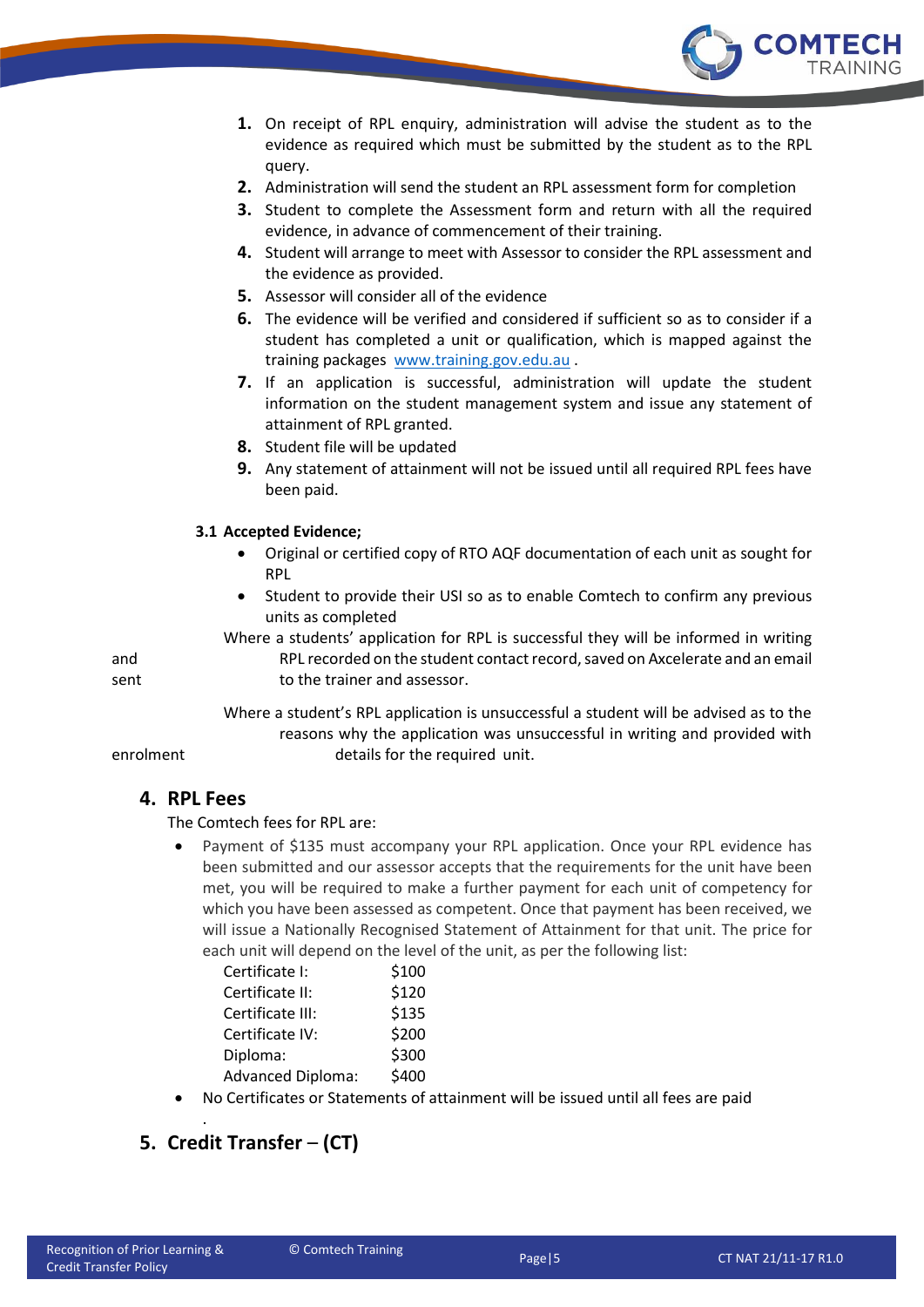1. On receipt of RPL enquiry, administration will advise the student as to the evidence as required which must be submitted by the student as to the RPL query.
2. Administration will send the student an RPL assessment form for completion
3. Student to complete the Assessment form and return with all the required evidence, in advance of commencement of their training.
4. Student will arrange to meet with Assessor to consider the RPL assessment and the evidence as provided.
5. Assessor will consider all of the evidence
6. The evidence will be verified and considered if sufficient so as to consider if a student has completed a unit or qualification, which is mapped against the training packages www.training.gov.edu.au .
7. If an application is successful, administration will update the student information on the student management system and issue any statement of attainment of RPL granted.
8. Student file will be updated
9. Any statement of attainment will not be issued until all required RPL fees have been paid.

### 3.1 Accepted Evidence;

- Original or certified copy of RTO AQF documentation of each unit as sought for RPL
- Student to provide their USI so as to enable Comtech to confirm any previous units as completed

Where a students' application for RPL is successful they will be informed in writing and RPL recorded on the student contact record, saved on Axcelerate and an email sent to the trainer and assessor.

Where a student's RPL application is unsuccessful a student will be advised as to the reasons why the application was unsuccessful in writing and provided with enrolment details for the required unit.

## 4. RPL Fees

The Comtech fees for RPL are:

- Payment of $135 must accompany your RPL application. Once your RPL evidence has been submitted and our assessor accepts that the requirements for the unit have been met, you will be required to make a further payment for each unit of competency for which you have been assessed as competent. Once that payment has been received, we will issue a Nationally Recognised Statement of Attainment for that unit. The price for each unit will depend on the level of the unit, as per the following list:

| | |
|---|---|
| Certificate I: | $100 |
| Certificate II: | $120 |
| Certificate III: | $135 |
| Certificate IV: | $200 |
| Diploma: | $300 |
| Advanced Diploma: | $400 |

- No Certificates or Statements of attainment will be issued until all fees are paid

## 5. Credit Transfer – (CT)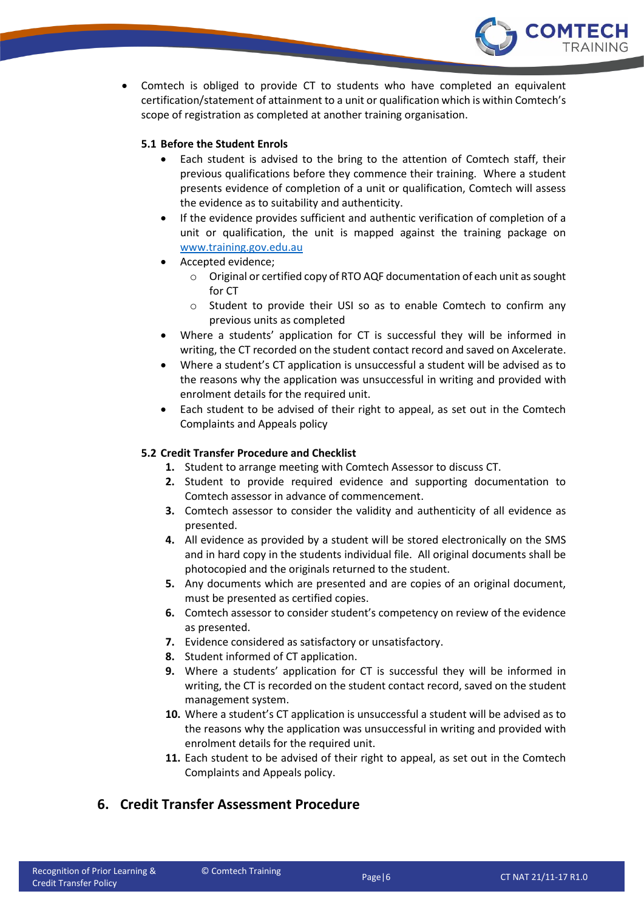- Comtech is obliged to provide CT to students who have completed an equivalent certification/statement of attainment to a unit or qualification which is within Comtech's scope of registration as completed at another training organisation.

### 5.1 Before the Student Enrols

- Each student is advised to the bring to the attention of Comtech staff, their previous qualifications before they commence their training. Where a student presents evidence of completion of a unit or qualification, Comtech will assess the evidence as to suitability and authenticity.
- If the evidence provides sufficient and authentic verification of completion of a unit or qualification, the unit is mapped against the training package on [www.training.gov.edu.au](http://www.training.gov.edu.au)
- Accepted evidence;
  - Original or certified copy of RTO AQF documentation of each unit as sought for CT
  - Student to provide their USI so as to enable Comtech to confirm any previous units as completed
- Where a students' application for CT is successful they will be informed in writing, the CT recorded on the student contact record and saved on Axcelerate.
- Where a student's CT application is unsuccessful a student will be advised as to the reasons why the application was unsuccessful in writing and provided with enrolment details for the required unit.
- Each student to be advised of their right to appeal, as set out in the Comtech Complaints and Appeals policy

### 5.2 Credit Transfer Procedure and Checklist

1. Student to arrange meeting with Comtech Assessor to discuss CT.
2. Student to provide required evidence and supporting documentation to Comtech assessor in advance of commencement.
3. Comtech assessor to consider the validity and authenticity of all evidence as presented.
4. All evidence as provided by a student will be stored electronically on the SMS and in hard copy in the students individual file. All original documents shall be photocopied and the originals returned to the student.
5. Any documents which are presented and are copies of an original document, must be presented as certified copies.
6. Comtech assessor to consider student's competency on review of the evidence as presented.
7. Evidence considered as satisfactory or unsatisfactory.
8. Student informed of CT application.
9. Where a students' application for CT is successful they will be informed in writing, the CT is recorded on the student contact record, saved on the student management system.
10. Where a student's CT application is unsuccessful a student will be advised as to the reasons why the application was unsuccessful in writing and provided with enrolment details for the required unit.
11. Each student to be advised of their right to appeal, as set out in the Comtech Complaints and Appeals policy.

## 6. Credit Transfer Assessment Procedure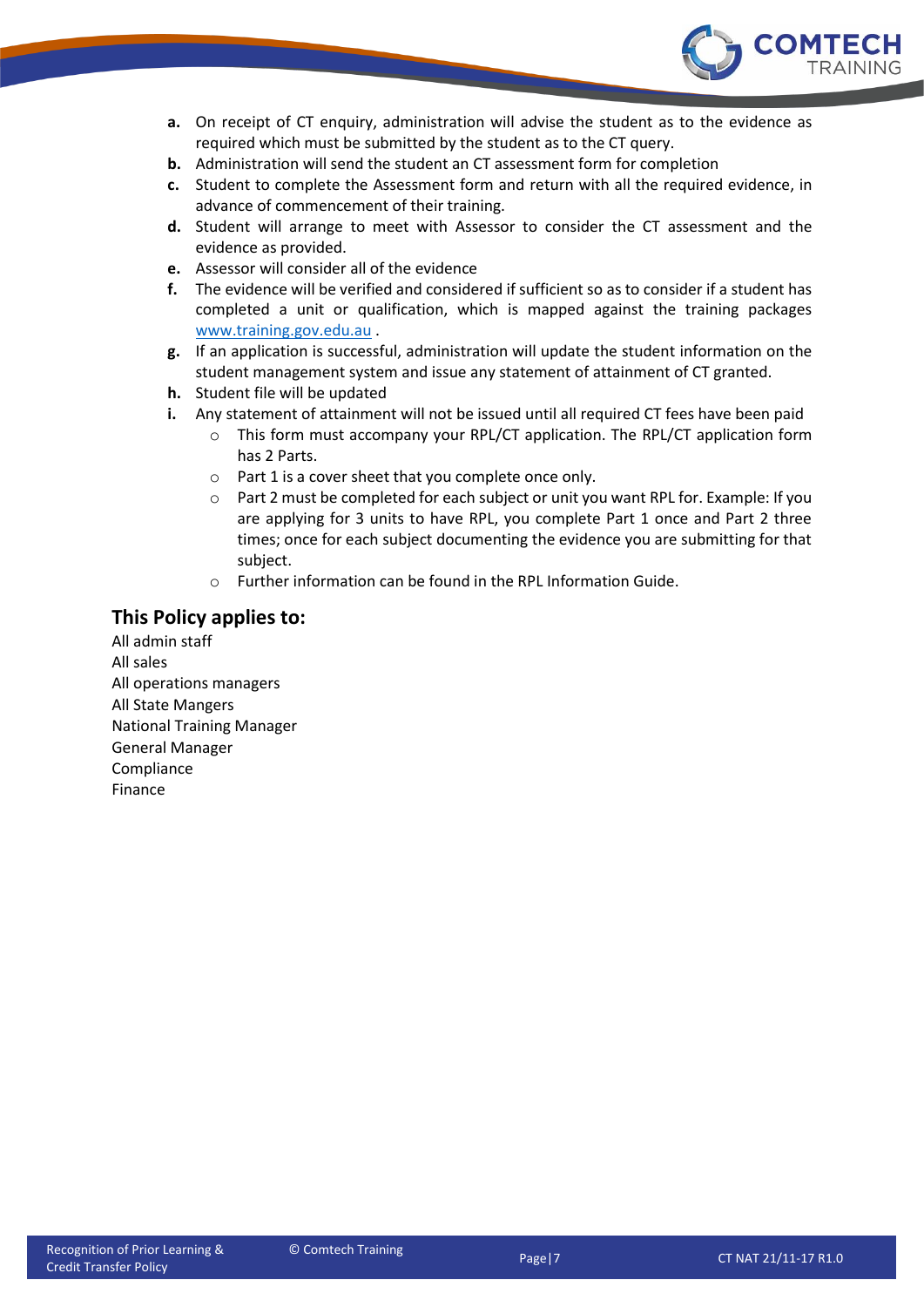**a.** On receipt of CT enquiry, administration will advise the student as to the evidence as required which must be submitted by the student as to the CT query.

**b.** Administration will send the student an CT assessment form for completion

**c.** Student to complete the Assessment form and return with all the required evidence, in advance of commencement of their training.

**d.** Student will arrange to meet with Assessor to consider the CT assessment and the evidence as provided.

**e.** Assessor will consider all of the evidence

**f.** The evidence will be verified and considered if sufficient so as to consider if a student has completed a unit or qualification, which is mapped against the training packages www.training.gov.edu.au .

**g.** If an application is successful, administration will update the student information on the student management system and issue any statement of attainment of CT granted.

**h.** Student file will be updated

**i.** Any statement of attainment will not be issued until all required CT fees have been paid

- This form must accompany your RPL/CT application. The RPL/CT application form has 2 Parts.
- Part 1 is a cover sheet that you complete once only.
- Part 2 must be completed for each subject or unit you want RPL for. Example: If you are applying for 3 units to have RPL, you complete Part 1 once and Part 2 three times; once for each subject documenting the evidence you are submitting for that subject.
- Further information can be found in the RPL Information Guide.

## This Policy applies to:

All admin staff
All sales
All operations managers
All State Mangers
National Training Manager
General Manager
Compliance
Finance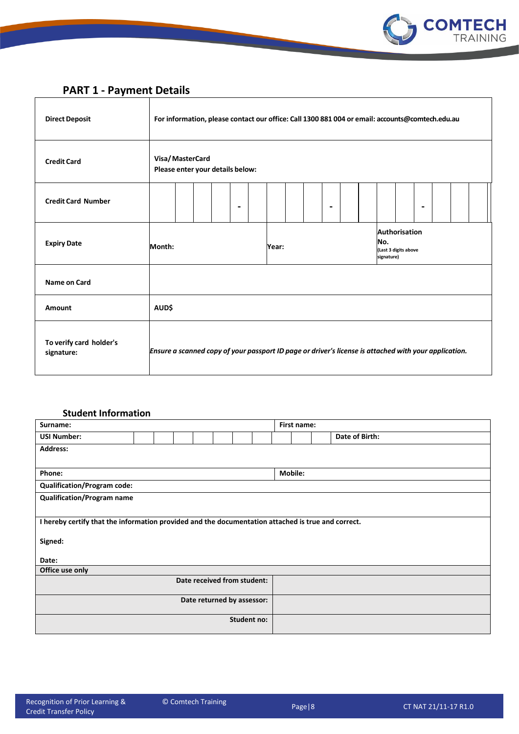## PART 1 - Payment Details

| | |
|---|---|
| **Direct Deposit** | **For information, please contact our office: Call 1300 881 004 or email: accounts@comtech.edu.au** |
| **Credit Card** | **Visa/ MasterCard**<br>**Please enter your details below:** |
| **Credit Card Number** | _ _ _ _ - _ _ _ _ - _ _ _ _ - _ _ _ _ |
| **Expiry Date** | **Month:** **Year:** **Authorisation No.** (Last 3 digits above signature) |
| **Name on Card** | |
| **Amount** | **AUD$** |
| **To verify card holder's signature:** | ***Ensure a scanned copy of your passport ID page or driver's license is attached with your application.*** |

## Student Information

| | |
|---|---|
| **Surname:** | **First name:** |
| **USI Number:** | **Date of Birth:** |
| **Address:** | |
| **Phone:** | **Mobile:** |
| **Qualification/Program code:** | |
| **Qualification/Program name** | |
| **I hereby certify that the information provided and the documentation attached is true and correct.**<br><br>**Signed:**<br><br>**Date:** | |
| **Office use only** | |
| **Date received from student:** | |
| **Date returned by assessor:** | |
| **Student no:** | |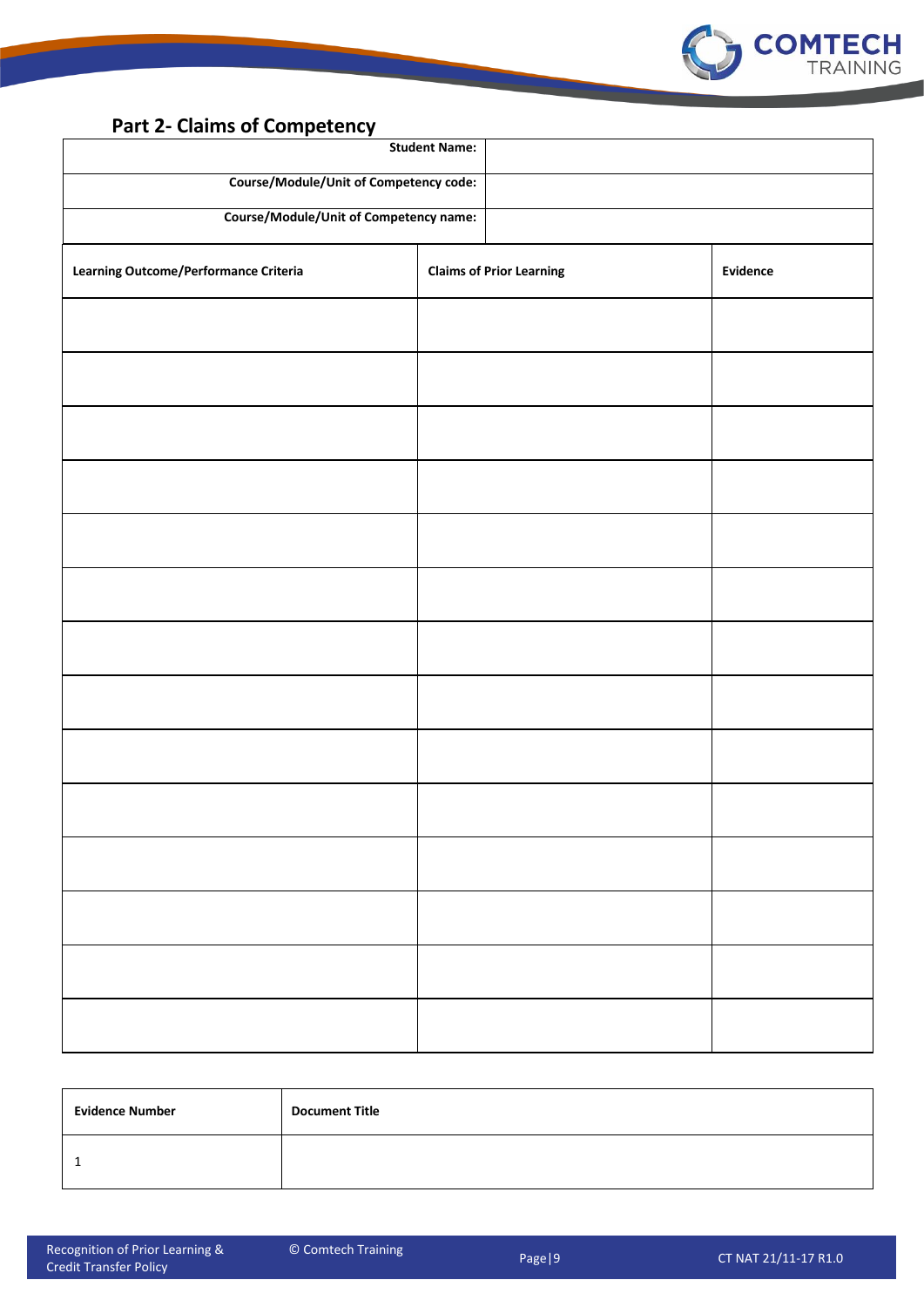## Part 2- Claims of Competency

| | |
|---|---|
| **Student Name:** | |
| **Course/Module/Unit of Competency code:** | |
| **Course/Module/Unit of Competency name:** | |

| **Learning Outcome/Performance Criteria** | **Claims of Prior Learning** | **Evidence** |
|---|---|---|
| | | |
| | | |
| | | |
| | | |
| | | |
| | | |
| | | |
| | | |
| | | |
| | | |
| | | |
| | | |
| | | |
| | | |

| **Evidence Number** | **Document Title** |
|---|---|
| 1 | |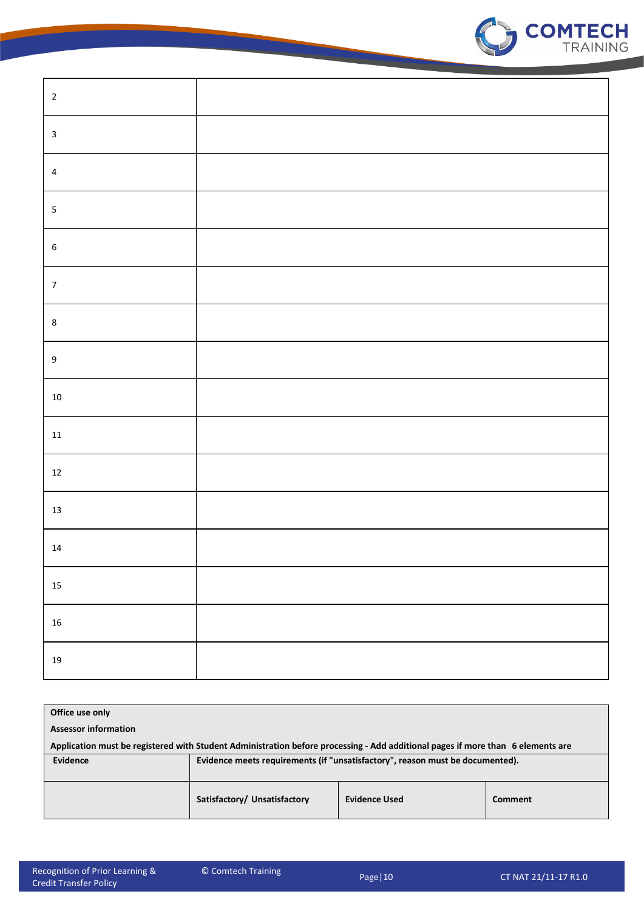| | |
|---|---|
| 2 | |
| 3 | |
| 4 | |
| 5 | |
| 6 | |
| 7 | |
| 8 | |
| 9 | |
| 10 | |
| 11 | |
| 12 | |
| 13 | |
| 14 | |
| 15 | |
| 16 | |
| 19 | |

| **Office use only**<br>**Assessor information**<br>**Application must be registered with Student Administration before processing - Add additional pages if more than 6 elements are** | | | |
|---|---|---|---|
| **Evidence** | **Evidence meets requirements (if "unsatisfactory", reason must be documented).** | | |
| | **Satisfactory/ Unsatisfactory** | **Evidence Used** | **Comment** |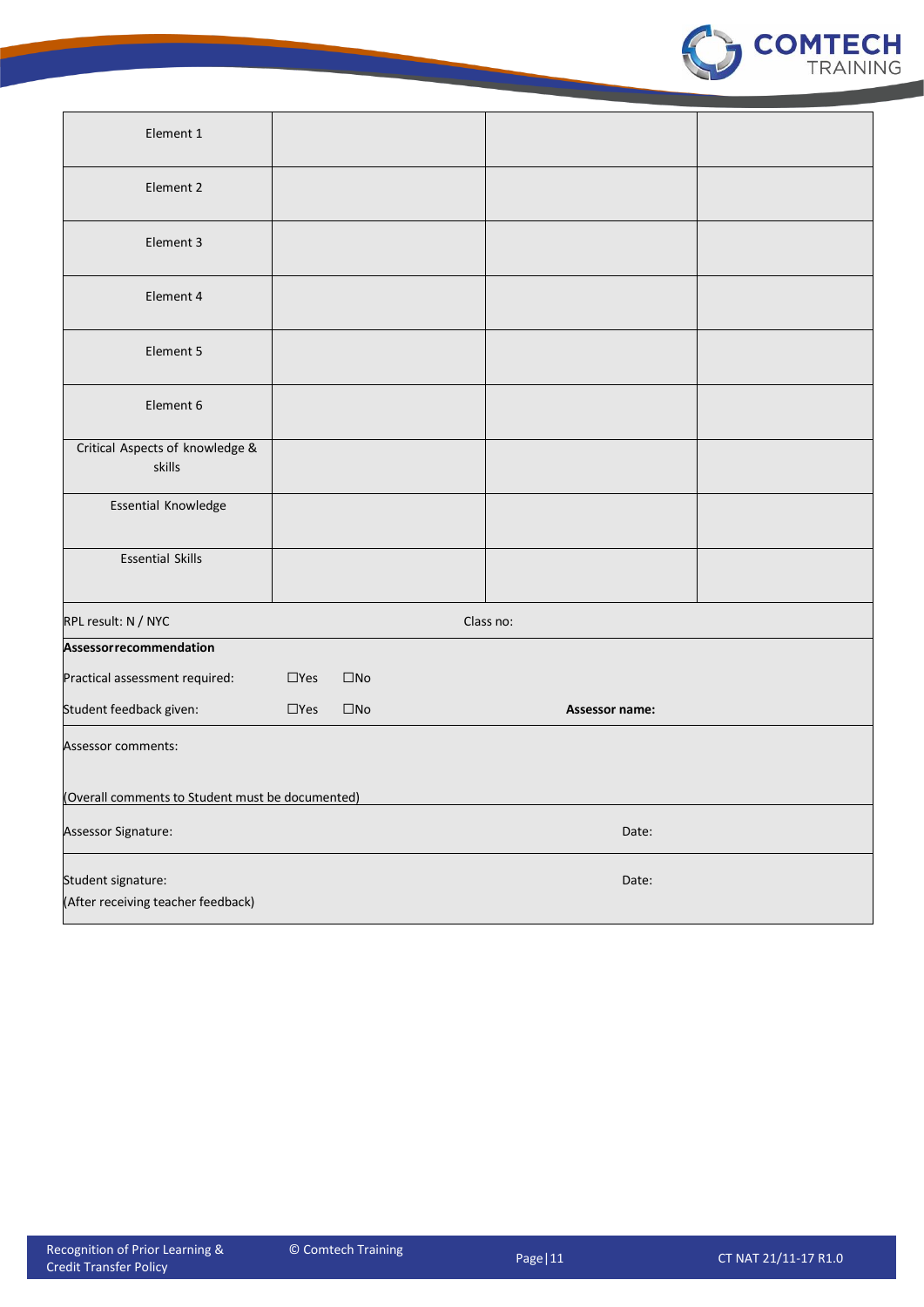| | | | |
|---|---|---|---|
| Element 1 | | | |
| Element 2 | | | |
| Element 3 | | | |
| Element 4 | | | |
| Element 5 | | | |
| Element 6 | | | |
| Critical Aspects of knowledge & skills | | | |
| Essential Knowledge | | | |
| Essential Skills | | | |

| | |
|---|---|
| RPL result: N / NYC | Class no: |

**Assessorrecommendation**

Practical assessment required: ☐Yes ☐No

Student feedback given: ☐Yes ☐No **Assessor name:**

Assessor comments:

(Overall comments to Student must be documented)

Assessor Signature: Date:

Student signature: Date:
(After receiving teacher feedback)